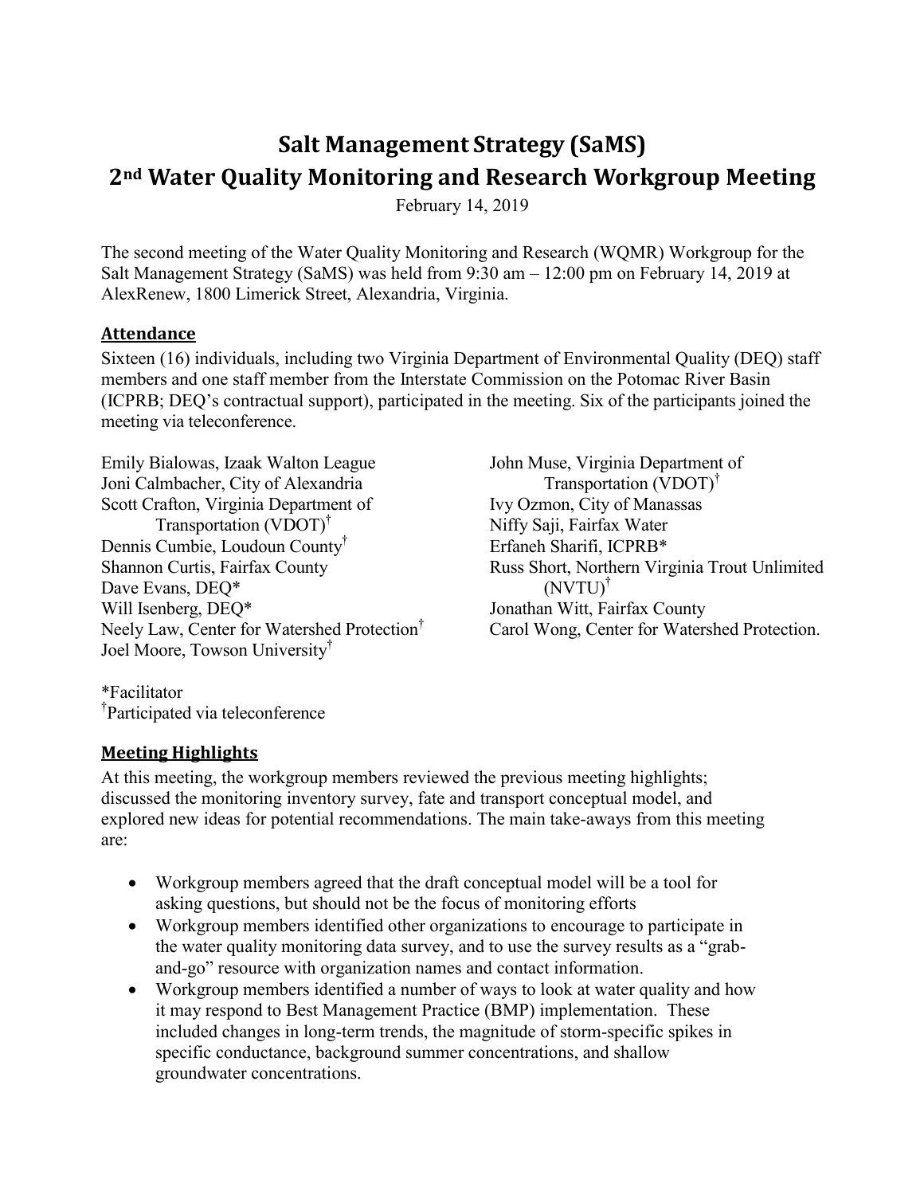# Salt Management Strategy (SaMS)
# 2nd Water Quality Monitoring and Research Workgroup Meeting

February 14, 2019

The second meeting of the Water Quality Monitoring and Research (WQMR) Workgroup for the Salt Management Strategy (SaMS) was held from 9:30 am – 12:00 pm on February 14, 2019 at AlexRenew, 1800 Limerick Street, Alexandria, Virginia.

## Attendance

Sixteen (16) individuals, including two Virginia Department of Environmental Quality (DEQ) staff members and one staff member from the Interstate Commission on the Potomac River Basin (ICPRB; DEQ's contractual support), participated in the meeting. Six of the participants joined the meeting via teleconference.

Emily Bialowas, Izaak Walton League
Joni Calmbacher, City of Alexandria
Scott Crafton, Virginia Department of Transportation (VDOT)†
Dennis Cumbie, Loudoun County†
Shannon Curtis, Fairfax County
Dave Evans, DEQ*
Will Isenberg, DEQ*
Neely Law, Center for Watershed Protection†
Joel Moore, Towson University†
John Muse, Virginia Department of Transportation (VDOT)†
Ivy Ozmon, City of Manassas
Niffy Saji, Fairfax Water
Erfaneh Sharifi, ICPRB*
Russ Short, Northern Virginia Trout Unlimited (NVTU)†
Jonathan Witt, Fairfax County
Carol Wong, Center for Watershed Protection.

*Facilitator
†Participated via teleconference

## Meeting Highlights

At this meeting, the workgroup members reviewed the previous meeting highlights; discussed the monitoring inventory survey, fate and transport conceptual model, and explored new ideas for potential recommendations. The main take-aways from this meeting are:

- Workgroup members agreed that the draft conceptual model will be a tool for asking questions, but should not be the focus of monitoring efforts
- Workgroup members identified other organizations to encourage to participate in the water quality monitoring data survey, and to use the survey results as a "grab-and-go" resource with organization names and contact information.
- Workgroup members identified a number of ways to look at water quality and how it may respond to Best Management Practice (BMP) implementation. These included changes in long-term trends, the magnitude of storm-specific spikes in specific conductance, background summer concentrations, and shallow groundwater concentrations.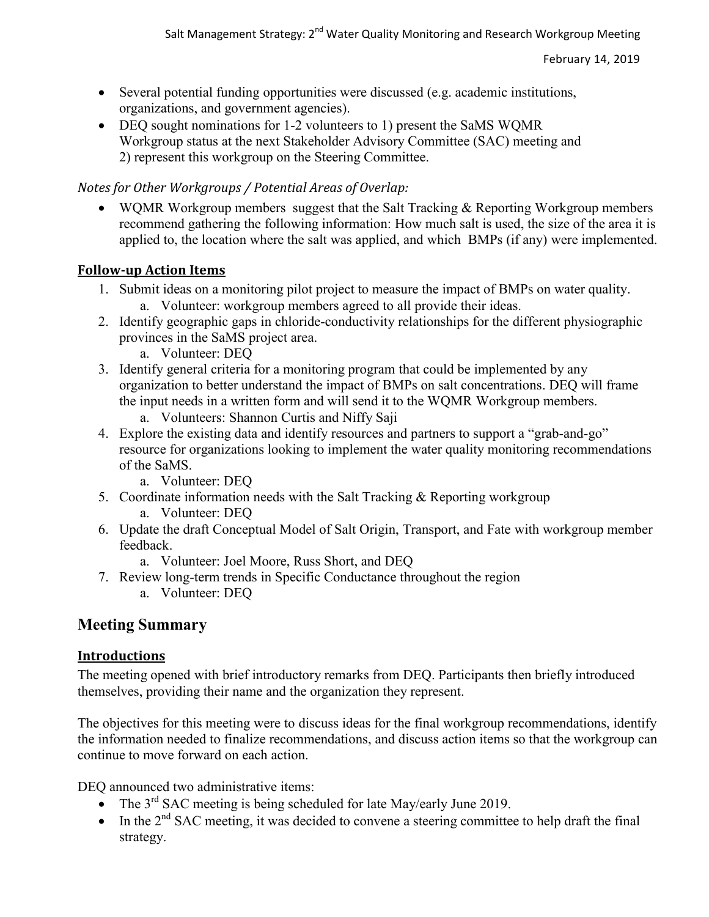- Several potential funding opportunities were discussed (e.g. academic institutions, organizations, and government agencies).
- DEQ sought nominations for 1-2 volunteers to 1) present the SaMS WQMR Workgroup status at the next Stakeholder Advisory Committee (SAC) meeting and 2) represent this workgroup on the Steering Committee.

*Notes for Other Workgroups / Potential Areas of Overlap:*

- WQMR Workgroup members suggest that the Salt Tracking & Reporting Workgroup members recommend gathering the following information: How much salt is used, the size of the area it is applied to, the location where the salt was applied, and which BMPs (if any) were implemented.

### Follow-up Action Items

1. Submit ideas on a monitoring pilot project to measure the impact of BMPs on water quality.
   a. Volunteer: workgroup members agreed to all provide their ideas.
2. Identify geographic gaps in chloride-conductivity relationships for the different physiographic provinces in the SaMS project area.
   a. Volunteer: DEQ
3. Identify general criteria for a monitoring program that could be implemented by any organization to better understand the impact of BMPs on salt concentrations. DEQ will frame the input needs in a written form and will send it to the WQMR Workgroup members.
   a. Volunteers: Shannon Curtis and Niffy Saji
4. Explore the existing data and identify resources and partners to support a "grab-and-go" resource for organizations looking to implement the water quality monitoring recommendations of the SaMS.
   a. Volunteer: DEQ
5. Coordinate information needs with the Salt Tracking & Reporting workgroup
   a. Volunteer: DEQ
6. Update the draft Conceptual Model of Salt Origin, Transport, and Fate with workgroup member feedback.
   a. Volunteer: Joel Moore, Russ Short, and DEQ
7. Review long-term trends in Specific Conductance throughout the region
   a. Volunteer: DEQ

## Meeting Summary

### Introductions

The meeting opened with brief introductory remarks from DEQ. Participants then briefly introduced themselves, providing their name and the organization they represent.

The objectives for this meeting were to discuss ideas for the final workgroup recommendations, identify the information needed to finalize recommendations, and discuss action items so that the workgroup can continue to move forward on each action.

DEQ announced two administrative items:

- The 3rd SAC meeting is being scheduled for late May/early June 2019.
- In the 2nd SAC meeting, it was decided to convene a steering committee to help draft the final strategy.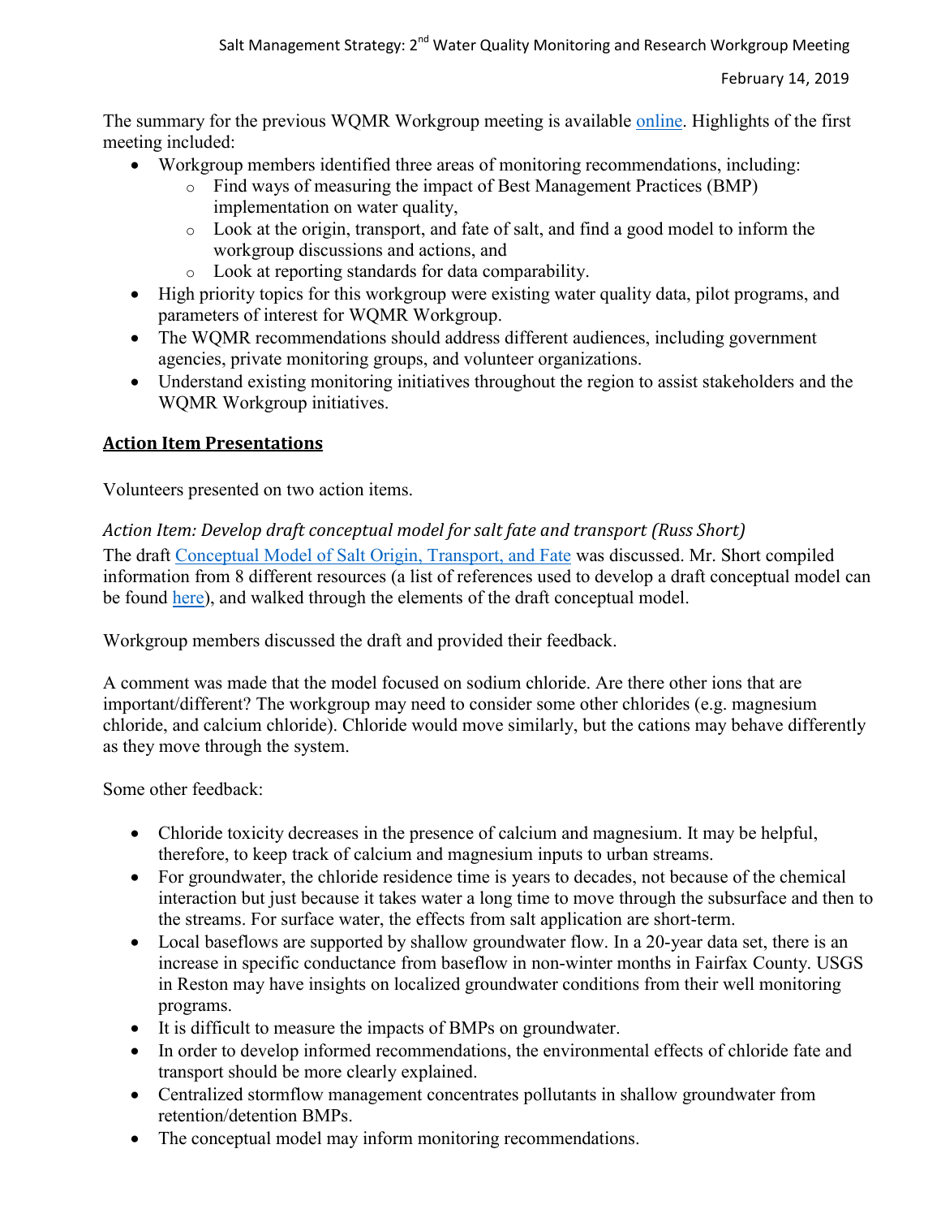The summary for the previous WQMR Workgroup meeting is available online. Highlights of the first meeting included:

- Workgroup members identified three areas of monitoring recommendations, including:
  - Find ways of measuring the impact of Best Management Practices (BMP) implementation on water quality,
  - Look at the origin, transport, and fate of salt, and find a good model to inform the workgroup discussions and actions, and
  - Look at reporting standards for data comparability.
- High priority topics for this workgroup were existing water quality data, pilot programs, and parameters of interest for WQMR Workgroup.
- The WQMR recommendations should address different audiences, including government agencies, private monitoring groups, and volunteer organizations.
- Understand existing monitoring initiatives throughout the region to assist stakeholders and the WQMR Workgroup initiatives.

## Action Item Presentations

Volunteers presented on two action items.

*Action Item: Develop draft conceptual model for salt fate and transport (Russ Short)*

The draft Conceptual Model of Salt Origin, Transport, and Fate was discussed. Mr. Short compiled information from 8 different resources (a list of references used to develop a draft conceptual model can be found here), and walked through the elements of the draft conceptual model.

Workgroup members discussed the draft and provided their feedback.

A comment was made that the model focused on sodium chloride. Are there other ions that are important/different? The workgroup may need to consider some other chlorides (e.g. magnesium chloride, and calcium chloride). Chloride would move similarly, but the cations may behave differently as they move through the system.

Some other feedback:

- Chloride toxicity decreases in the presence of calcium and magnesium. It may be helpful, therefore, to keep track of calcium and magnesium inputs to urban streams.
- For groundwater, the chloride residence time is years to decades, not because of the chemical interaction but just because it takes water a long time to move through the subsurface and then to the streams. For surface water, the effects from salt application are short-term.
- Local baseflows are supported by shallow groundwater flow. In a 20-year data set, there is an increase in specific conductance from baseflow in non-winter months in Fairfax County. USGS in Reston may have insights on localized groundwater conditions from their well monitoring programs.
- It is difficult to measure the impacts of BMPs on groundwater.
- In order to develop informed recommendations, the environmental effects of chloride fate and transport should be more clearly explained.
- Centralized stormflow management concentrates pollutants in shallow groundwater from retention/detention BMPs.
- The conceptual model may inform monitoring recommendations.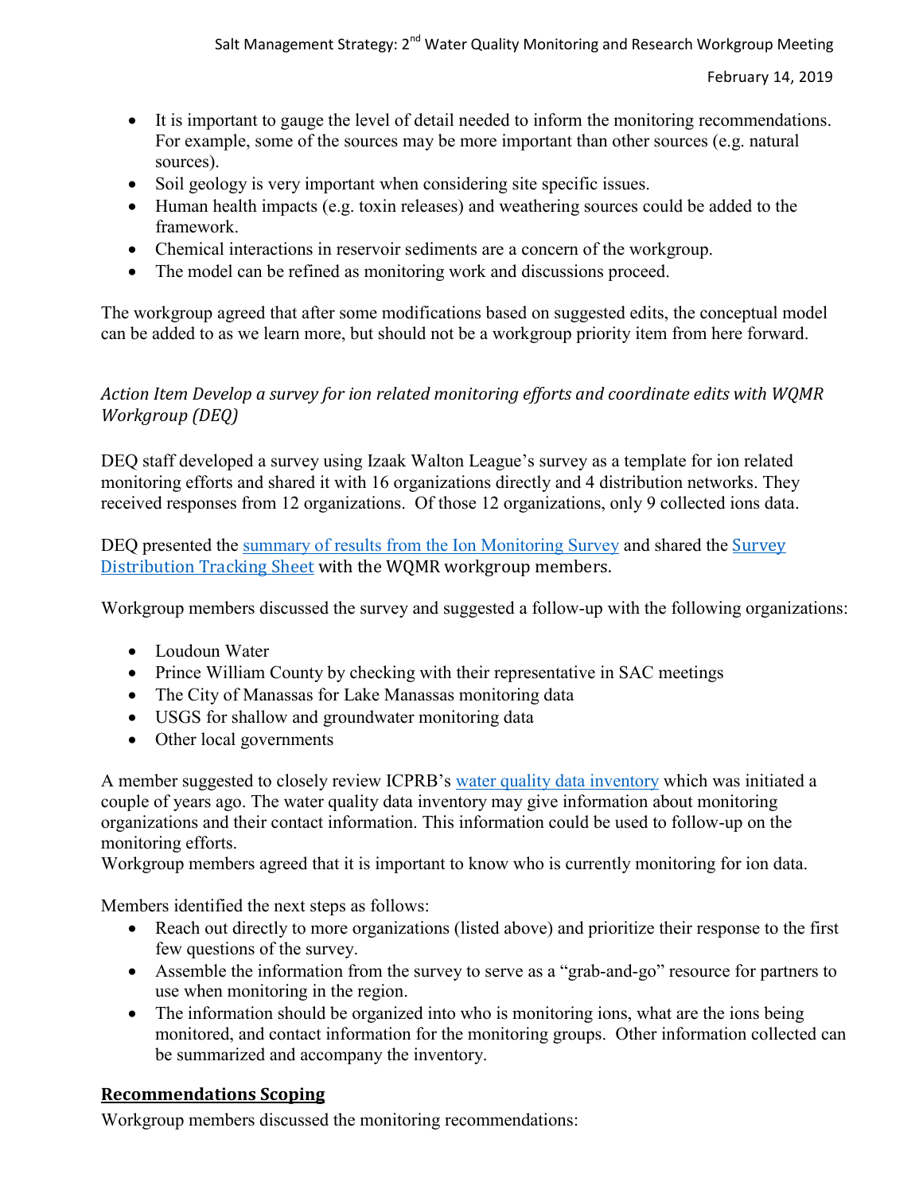- It is important to gauge the level of detail needed to inform the monitoring recommendations. For example, some of the sources may be more important than other sources (e.g. natural sources).
- Soil geology is very important when considering site specific issues.
- Human health impacts (e.g. toxin releases) and weathering sources could be added to the framework.
- Chemical interactions in reservoir sediments are a concern of the workgroup.
- The model can be refined as monitoring work and discussions proceed.

The workgroup agreed that after some modifications based on suggested edits, the conceptual model can be added to as we learn more, but should not be a workgroup priority item from here forward.

*Action Item Develop a survey for ion related monitoring efforts and coordinate edits with WQMR Workgroup (DEQ)*

DEQ staff developed a survey using Izaak Walton League's survey as a template for ion related monitoring efforts and shared it with 16 organizations directly and 4 distribution networks. They received responses from 12 organizations. Of those 12 organizations, only 9 collected ions data.

DEQ presented the summary of results from the Ion Monitoring Survey and shared the Survey Distribution Tracking Sheet with the WQMR workgroup members.

Workgroup members discussed the survey and suggested a follow-up with the following organizations:

- Loudoun Water
- Prince William County by checking with their representative in SAC meetings
- The City of Manassas for Lake Manassas monitoring data
- USGS for shallow and groundwater monitoring data
- Other local governments

A member suggested to closely review ICPRB's water quality data inventory which was initiated a couple of years ago. The water quality data inventory may give information about monitoring organizations and their contact information. This information could be used to follow-up on the monitoring efforts.
Workgroup members agreed that it is important to know who is currently monitoring for ion data.

Members identified the next steps as follows:

- Reach out directly to more organizations (listed above) and prioritize their response to the first few questions of the survey.
- Assemble the information from the survey to serve as a "grab-and-go" resource for partners to use when monitoring in the region.
- The information should be organized into who is monitoring ions, what are the ions being monitored, and contact information for the monitoring groups. Other information collected can be summarized and accompany the inventory.

## Recommendations Scoping

Workgroup members discussed the monitoring recommendations: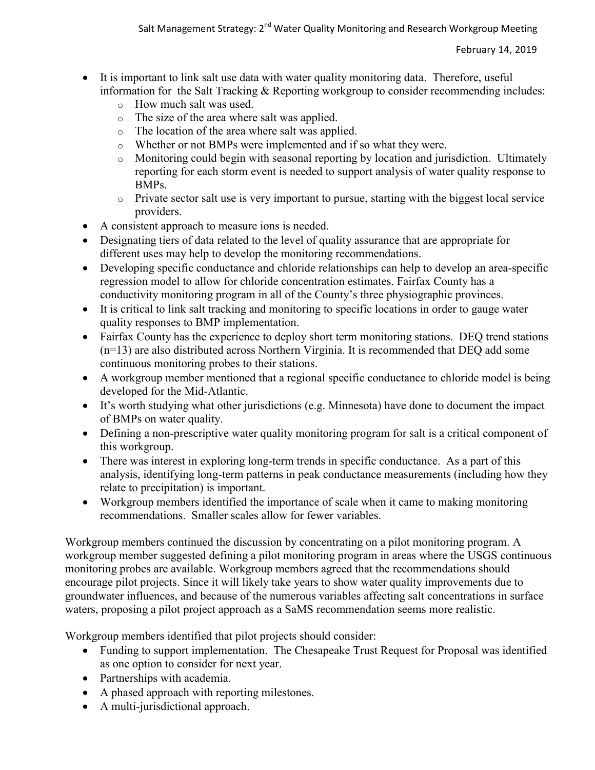- It is important to link salt use data with water quality monitoring data. Therefore, useful information for the Salt Tracking & Reporting workgroup to consider recommending includes:
    - How much salt was used.
    - The size of the area where salt was applied.
    - The location of the area where salt was applied.
    - Whether or not BMPs were implemented and if so what they were.
    - Monitoring could begin with seasonal reporting by location and jurisdiction. Ultimately reporting for each storm event is needed to support analysis of water quality response to BMPs.
    - Private sector salt use is very important to pursue, starting with the biggest local service providers.
- A consistent approach to measure ions is needed.
- Designating tiers of data related to the level of quality assurance that are appropriate for different uses may help to develop the monitoring recommendations.
- Developing specific conductance and chloride relationships can help to develop an area-specific regression model to allow for chloride concentration estimates. Fairfax County has a conductivity monitoring program in all of the County's three physiographic provinces.
- It is critical to link salt tracking and monitoring to specific locations in order to gauge water quality responses to BMP implementation.
- Fairfax County has the experience to deploy short term monitoring stations. DEQ trend stations (n=13) are also distributed across Northern Virginia. It is recommended that DEQ add some continuous monitoring probes to their stations.
- A workgroup member mentioned that a regional specific conductance to chloride model is being developed for the Mid-Atlantic.
- It's worth studying what other jurisdictions (e.g. Minnesota) have done to document the impact of BMPs on water quality.
- Defining a non-prescriptive water quality monitoring program for salt is a critical component of this workgroup.
- There was interest in exploring long-term trends in specific conductance. As a part of this analysis, identifying long-term patterns in peak conductance measurements (including how they relate to precipitation) is important.
- Workgroup members identified the importance of scale when it came to making monitoring recommendations. Smaller scales allow for fewer variables.

Workgroup members continued the discussion by concentrating on a pilot monitoring program. A workgroup member suggested defining a pilot monitoring program in areas where the USGS continuous monitoring probes are available. Workgroup members agreed that the recommendations should encourage pilot projects. Since it will likely take years to show water quality improvements due to groundwater influences, and because of the numerous variables affecting salt concentrations in surface waters, proposing a pilot project approach as a SaMS recommendation seems more realistic.

Workgroup members identified that pilot projects should consider:

- Funding to support implementation. The Chesapeake Trust Request for Proposal was identified as one option to consider for next year.
- Partnerships with academia.
- A phased approach with reporting milestones.
- A multi-jurisdictional approach.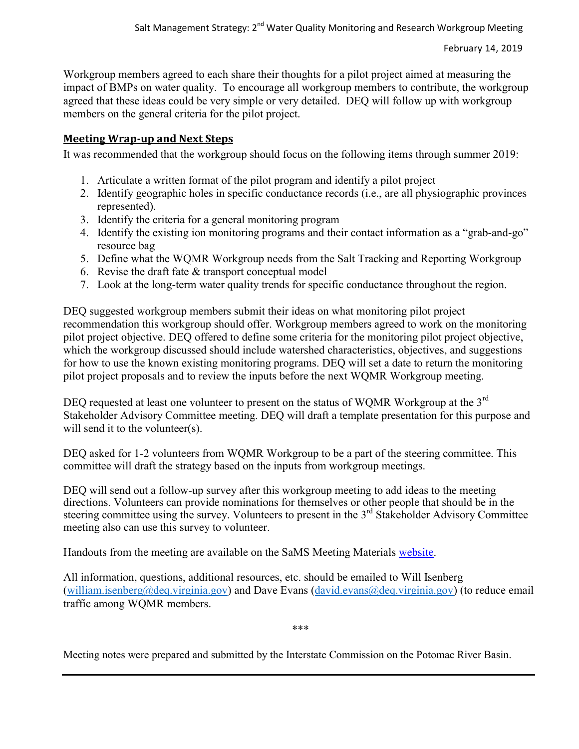Workgroup members agreed to each share their thoughts for a pilot project aimed at measuring the impact of BMPs on water quality. To encourage all workgroup members to contribute, the workgroup agreed that these ideas could be very simple or very detailed. DEQ will follow up with workgroup members on the general criteria for the pilot project.

## Meeting Wrap-up and Next Steps

It was recommended that the workgroup should focus on the following items through summer 2019:

1. Articulate a written format of the pilot program and identify a pilot project
2. Identify geographic holes in specific conductance records (i.e., are all physiographic provinces represented).
3. Identify the criteria for a general monitoring program
4. Identify the existing ion monitoring programs and their contact information as a "grab-and-go" resource bag
5. Define what the WQMR Workgroup needs from the Salt Tracking and Reporting Workgroup
6. Revise the draft fate & transport conceptual model
7. Look at the long-term water quality trends for specific conductance throughout the region.

DEQ suggested workgroup members submit their ideas on what monitoring pilot project recommendation this workgroup should offer. Workgroup members agreed to work on the monitoring pilot project objective. DEQ offered to define some criteria for the monitoring pilot project objective, which the workgroup discussed should include watershed characteristics, objectives, and suggestions for how to use the known existing monitoring programs. DEQ will set a date to return the monitoring pilot project proposals and to review the inputs before the next WQMR Workgroup meeting.

DEQ requested at least one volunteer to present on the status of WQMR Workgroup at the 3rd Stakeholder Advisory Committee meeting. DEQ will draft a template presentation for this purpose and will send it to the volunteer(s).

DEQ asked for 1-2 volunteers from WQMR Workgroup to be a part of the steering committee. This committee will draft the strategy based on the inputs from workgroup meetings.

DEQ will send out a follow-up survey after this workgroup meeting to add ideas to the meeting directions. Volunteers can provide nominations for themselves or other people that should be in the steering committee using the survey. Volunteers to present in the 3rd Stakeholder Advisory Committee meeting also can use this survey to volunteer.

Handouts from the meeting are available on the SaMS Meeting Materials website.

All information, questions, additional resources, etc. should be emailed to Will Isenberg (william.isenberg@deq.virginia.gov) and Dave Evans (david.evans@deq.virginia.gov) (to reduce email traffic among WQMR members.

***

Meeting notes were prepared and submitted by the Interstate Commission on the Potomac River Basin.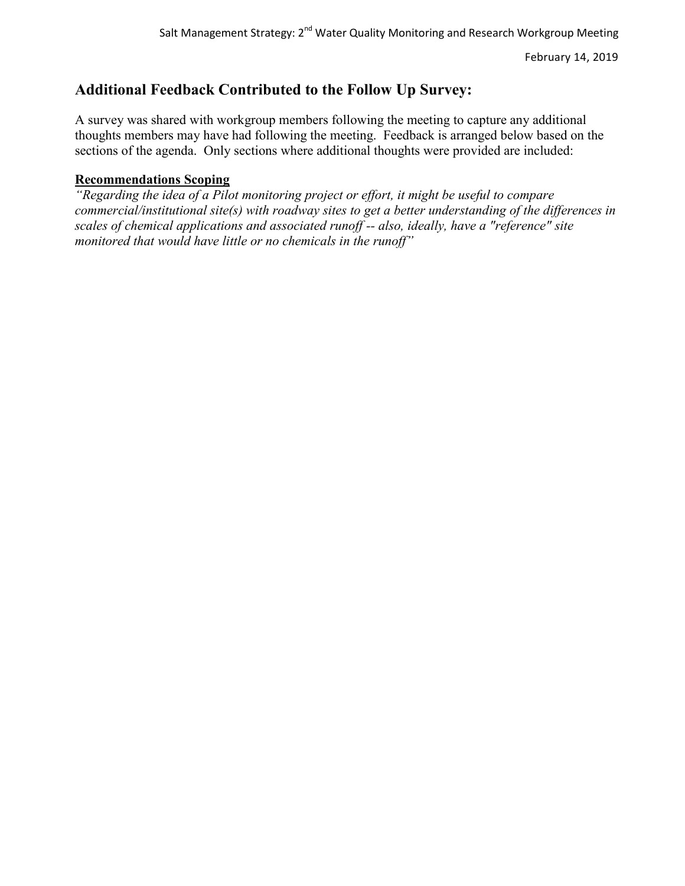## Additional Feedback Contributed to the Follow Up Survey:

A survey was shared with workgroup members following the meeting to capture any additional thoughts members may have had following the meeting. Feedback is arranged below based on the sections of the agenda. Only sections where additional thoughts were provided are included:

**Recommendations Scoping**

*"Regarding the idea of a Pilot monitoring project or effort, it might be useful to compare commercial/institutional site(s) with roadway sites to get a better understanding of the differences in scales of chemical applications and associated runoff -- also, ideally, have a "reference" site monitored that would have little or no chemicals in the runoff"*